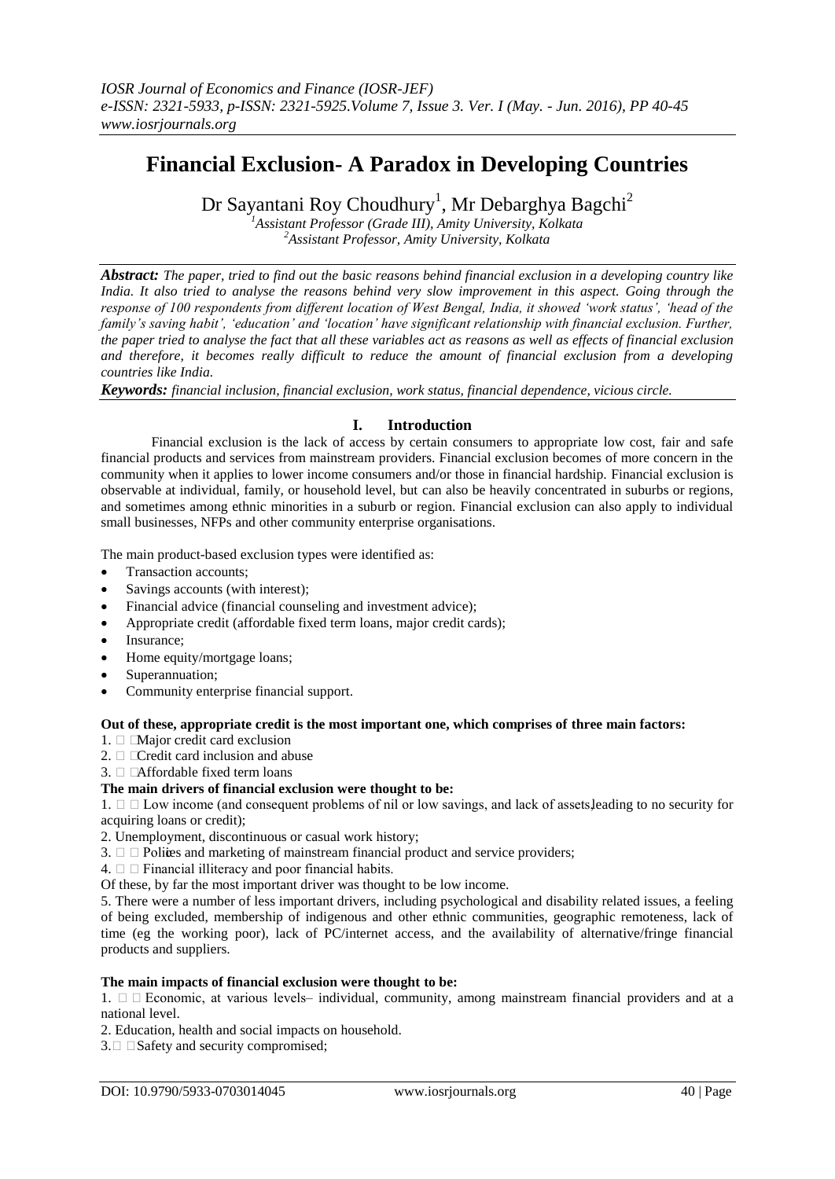# Financial Exclusion- A Paradox in Developing Countries

Dr Sayantani Roy Choudhury[1], Mr Debarghya Bagchi[2]

[1]Assistant Professor (Grade III), Amity University, Kolkata
[2]Assistant Professor, Amity University, Kolkata

***Abstract:*** *The paper, tried to find out the basic reasons behind financial exclusion in a developing country like India. It also tried to analyse the reasons behind very slow improvement in this aspect. Going through the response of 100 respondents from different location of West Bengal, India, it showed 'work status', 'head of the family's saving habit', 'education' and 'location' have significant relationship with financial exclusion. Further, the paper tried to analyse the fact that all these variables act as reasons as well as effects of financial exclusion and therefore, it becomes really difficult to reduce the amount of financial exclusion from a developing countries like India.*

***Keywords:*** *financial inclusion, financial exclusion, work status, financial dependence, vicious circle.*

## I. Introduction

Financial exclusion is the lack of access by certain consumers to appropriate low cost, fair and safe financial products and services from mainstream providers. Financial exclusion becomes of more concern in the community when it applies to lower income consumers and/or those in financial hardship. Financial exclusion is observable at individual, family, or household level, but can also be heavily concentrated in suburbs or regions, and sometimes among ethnic minorities in a suburb or region. Financial exclusion can also apply to individual small businesses, NFPs and other community enterprise organisations.

The main product-based exclusion types were identified as:

- Transaction accounts;
- Savings accounts (with interest);
- Financial advice (financial counseling and investment advice);
- Appropriate credit (affordable fixed term loans, major credit cards);
- Insurance;
- Home equity/mortgage loans;
- Superannuation;
- Community enterprise financial support.

**Out of these, appropriate credit is the most important one, which comprises of three main factors:**

1. Major credit card exclusion
2. Credit card inclusion and abuse
3. Affordable fixed term loans

**The main drivers of financial exclusion were thought to be:**

1. Low income (and consequent problems of nil or low savings, and lack of assets, leading to no security for acquiring loans or credit);
2. Unemployment, discontinuous or casual work history;
3. Polices and marketing of mainstream financial product and service providers;
4. Financial illiteracy and poor financial habits.

Of these, by far the most important driver was thought to be low income.

5. There were a number of less important drivers, including psychological and disability related issues, a feeling of being excluded, membership of indigenous and other ethnic communities, geographic remoteness, lack of time (eg the working poor), lack of PC/internet access, and the availability of alternative/fringe financial products and suppliers.

**The main impacts of financial exclusion were thought to be:**

1. Economic, at various levels– individual, community, among mainstream financial providers and at a national level.
2. Education, health and social impacts on household.
3. Safety and security compromised;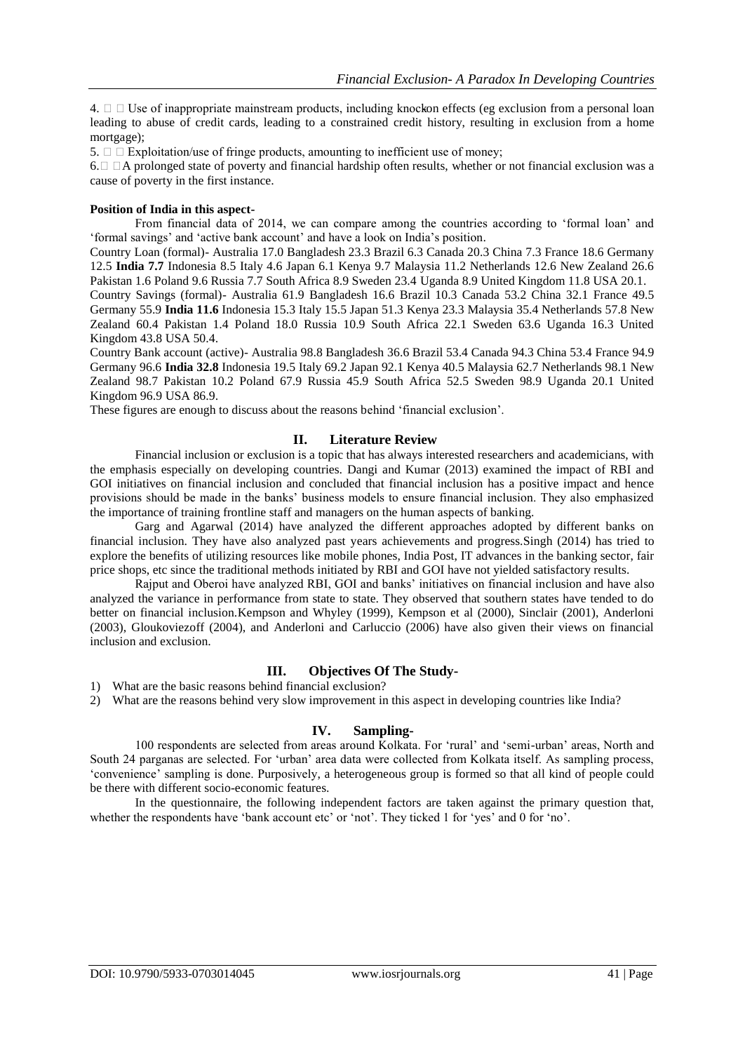4.  Use of inappropriate mainstream products, including knockon effects (eg exclusion from a personal loan leading to abuse of credit cards, leading to a constrained credit history, resulting in exclusion from a home mortgage);

5.  Exploitation/use of fringe products, amounting to inefficient use of money;

6.  A prolonged state of poverty and financial hardship often results, whether or not financial exclusion was a cause of poverty in the first instance.

**Position of India in this aspect-**

From financial data of 2014, we can compare among the countries according to 'formal loan' and 'formal savings' and 'active bank account' and have a look on India's position.

Country Loan (formal)- Australia 17.0 Bangladesh 23.3 Brazil 6.3 Canada 20.3 China 7.3 France 18.6 Germany 12.5 **India 7.7** Indonesia 8.5 Italy 4.6 Japan 6.1 Kenya 9.7 Malaysia 11.2 Netherlands 12.6 New Zealand 26.6 Pakistan 1.6 Poland 9.6 Russia 7.7 South Africa 8.9 Sweden 23.4 Uganda 8.9 United Kingdom 11.8 USA 20.1.

Country Savings (formal)- Australia 61.9 Bangladesh 16.6 Brazil 10.3 Canada 53.2 China 32.1 France 49.5 Germany 55.9 **India 11.6** Indonesia 15.3 Italy 15.5 Japan 51.3 Kenya 23.3 Malaysia 35.4 Netherlands 57.8 New Zealand 60.4 Pakistan 1.4 Poland 18.0 Russia 10.9 South Africa 22.1 Sweden 63.6 Uganda 16.3 United Kingdom 43.8 USA 50.4.

Country Bank account (active)- Australia 98.8 Bangladesh 36.6 Brazil 53.4 Canada 94.3 China 53.4 France 94.9 Germany 96.6 **India 32.8** Indonesia 19.5 Italy 69.2 Japan 92.1 Kenya 40.5 Malaysia 62.7 Netherlands 98.1 New Zealand 98.7 Pakistan 10.2 Poland 67.9 Russia 45.9 South Africa 52.5 Sweden 98.9 Uganda 20.1 United Kingdom 96.9 USA 86.9.

These figures are enough to discuss about the reasons behind 'financial exclusion'.

## II. Literature Review

Financial inclusion or exclusion is a topic that has always interested researchers and academicians, with the emphasis especially on developing countries. Dangi and Kumar (2013) examined the impact of RBI and GOI initiatives on financial inclusion and concluded that financial inclusion has a positive impact and hence provisions should be made in the banks' business models to ensure financial inclusion. They also emphasized the importance of training frontline staff and managers on the human aspects of banking.

Garg and Agarwal (2014) have analyzed the different approaches adopted by different banks on financial inclusion. They have also analyzed past years achievements and progress.Singh (2014) has tried to explore the benefits of utilizing resources like mobile phones, India Post, IT advances in the banking sector, fair price shops, etc since the traditional methods initiated by RBI and GOI have not yielded satisfactory results.

Rajput and Oberoi have analyzed RBI, GOI and banks' initiatives on financial inclusion and have also analyzed the variance in performance from state to state. They observed that southern states have tended to do better on financial inclusion.Kempson and Whyley (1999), Kempson et al (2000), Sinclair (2001), Anderloni (2003), Gloukoviezoff (2004), and Anderloni and Carluccio (2006) have also given their views on financial inclusion and exclusion.

## III. Objectives Of The Study-

1) What are the basic reasons behind financial exclusion?
2) What are the reasons behind very slow improvement in this aspect in developing countries like India?

## IV. Sampling-

100 respondents are selected from areas around Kolkata. For 'rural' and 'semi-urban' areas, North and South 24 parganas are selected. For 'urban' area data were collected from Kolkata itself. As sampling process, 'convenience' sampling is done. Purposively, a heterogeneous group is formed so that all kind of people could be there with different socio-economic features.

In the questionnaire, the following independent factors are taken against the primary question that, whether the respondents have 'bank account etc' or 'not'. They ticked 1 for 'yes' and 0 for 'no'.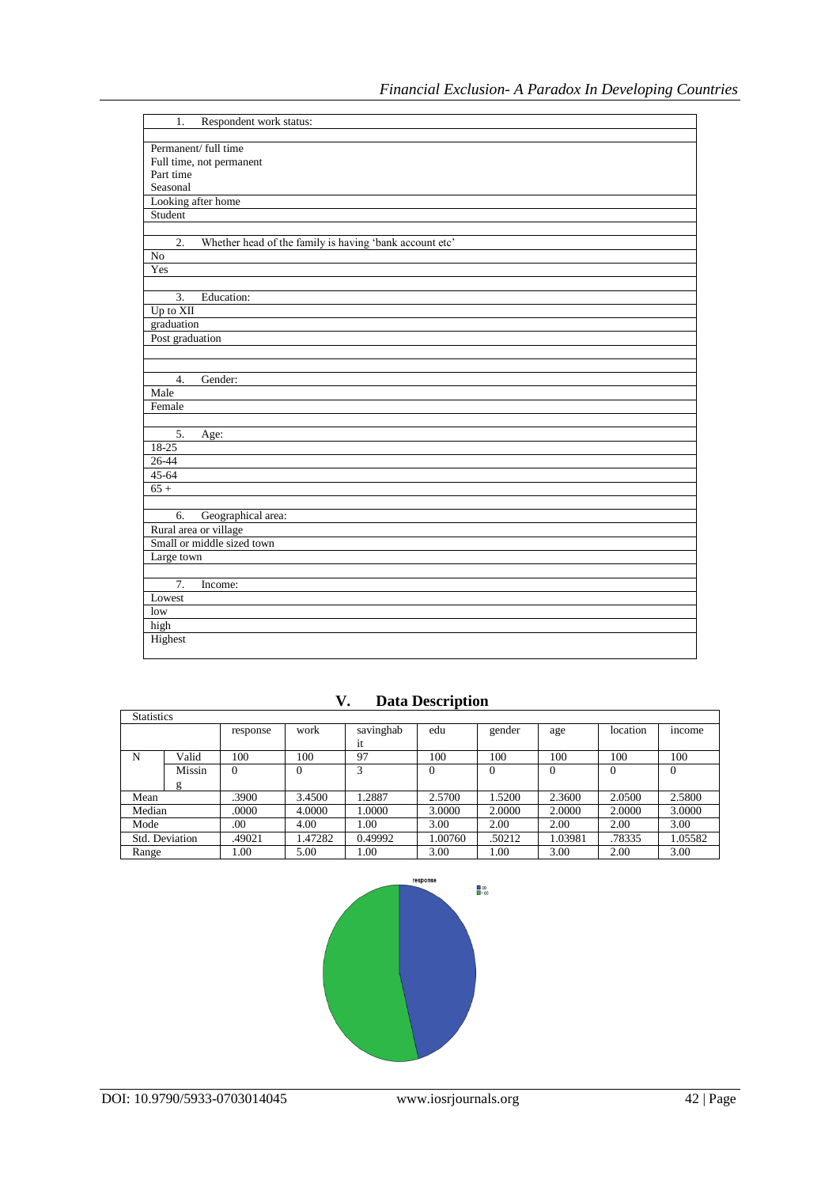| 1. Respondent work status: |
|---|
| |
| Permanent/ full time<br>Full time, not permanent<br>Part time<br>Seasonal |
| Looking after home |
| Student |
| |
| 2. Whether head of the family is having 'bank account etc' |
| No |
| Yes |
| |
| 3. Education: |
| Up to XII |
| graduation |
| Post graduation |
| |
| |
| 4. Gender: |
| Male |
| Female |
| |
| 5. Age: |
| 18-25 |
| 26-44 |
| 45-64 |
| 65 + |
| |
| 6. Geographical area: |
| Rural area or village |
| Small or middle sized town |
| Large town |
| |
| 7. Income: |
| Lowest |
| low |
| high |
| Highest |

## V. Data Description

| Statistics | | | | | | | | | |
|---|---|---|---|---|---|---|---|---|---|
| | | response | work | savinghabit | edu | gender | age | location | income |
| N | Valid | 100 | 100 | 97 | 100 | 100 | 100 | 100 | 100 |
| | Missing | 0 | 0 | 3 | 0 | 0 | 0 | 0 | 0 |
| Mean | | .3900 | 3.4500 | 1.2887 | 2.5700 | 1.5200 | 2.3600 | 2.0500 | 2.5800 |
| Median | | .0000 | 4.0000 | 1.0000 | 3.0000 | 2.0000 | 2.0000 | 2.0000 | 3.0000 |
| Mode | | .00 | 4.00 | 1.00 | 3.00 | 2.00 | 2.00 | 2.00 | 3.00 |
| Std. Deviation | | .49021 | 1.47282 | 0.49992 | 1.00760 | .50212 | 1.03981 | .78335 | 1.05582 |
| Range | | 1.00 | 5.00 | 1.00 | 3.00 | 1.00 | 3.00 | 2.00 | 3.00 |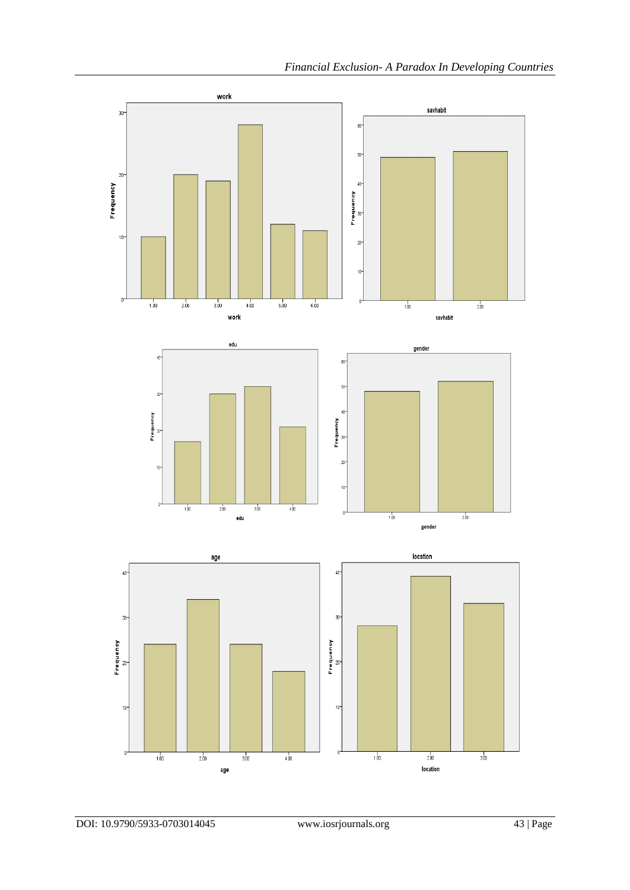work

savhabit

edu

gender

age

location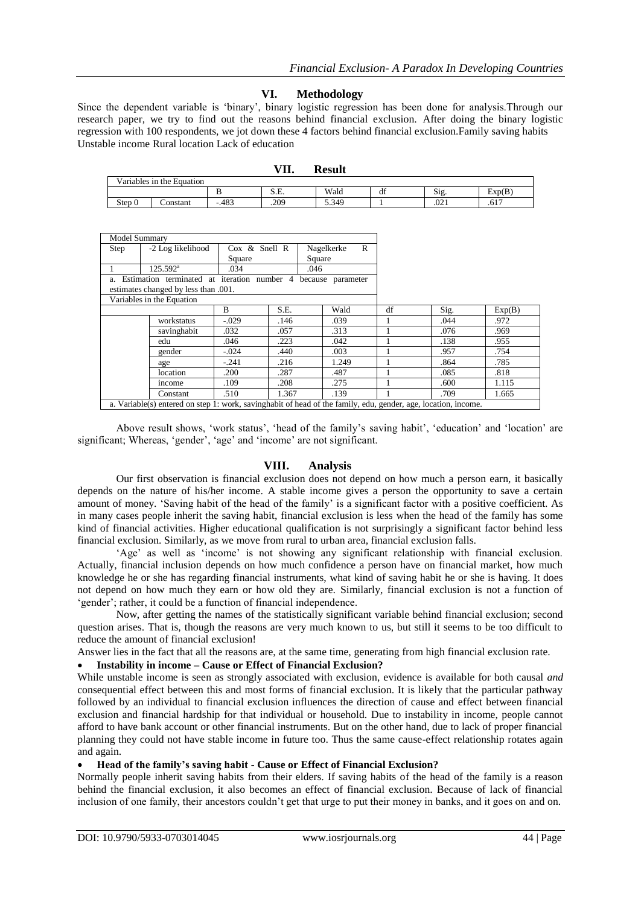## VI. Methodology

Since the dependent variable is 'binary', binary logistic regression has been done for analysis.Through our research paper, we try to find out the reasons behind financial exclusion. After doing the binary logistic regression with 100 respondents, we jot down these 4 factors behind financial exclusion.Family saving habits Unstable income Rural location Lack of education

## VII. Result

| Variables in the Equation | | | | | | | |
|---|---|---|---|---|---|---|---|
| | | B | S.E. | Wald | df | Sig. | Exp(B) |
| Step 0 | Constant | -.483 | .209 | 5.349 | 1 | .021 | .617 |

| Model Summary | | | |
|---|---|---|---|
| Step | -2 Log likelihood | Cox & Snell R Square | Nagelkerke R Square |
| 1 | 125.592[a] | .034 | .046 |

a. Estimation terminated at iteration number 4 because parameter estimates changed by less than .001.

| Variables in the Equation | | | | | | | |
|---|---|---|---|---|---|---|---|
| | | B | S.E. | Wald | df | Sig. | Exp(B) |
| | workstatus | -.029 | .146 | .039 | 1 | .044 | .972 |
| | savinghabit | .032 | .057 | .313 | 1 | .076 | .969 |
| | edu | .046 | .223 | .042 | 1 | .138 | .955 |
| | gender | -.024 | .440 | .003 | 1 | .957 | .754 |
| | age | -.241 | .216 | 1.249 | 1 | .864 | .785 |
| | location | .200 | .287 | .487 | 1 | .085 | .818 |
| | income | .109 | .208 | .275 | 1 | .600 | 1.115 |
| | Constant | .510 | 1.367 | .139 | 1 | .709 | 1.665 |

a. Variable(s) entered on step 1: work, savinghabit of head of the family, edu, gender, age, location, income.

Above result shows, 'work status', 'head of the family's saving habit', 'education' and 'location' are significant; Whereas, 'gender', 'age' and 'income' are not significant.

## VIII. Analysis

Our first observation is financial exclusion does not depend on how much a person earn, it basically depends on the nature of his/her income. A stable income gives a person the opportunity to save a certain amount of money. 'Saving habit of the head of the family' is a significant factor with a positive coefficient. As in many cases people inherit the saving habit, financial exclusion is less when the head of the family has some kind of financial activities. Higher educational qualification is not surprisingly a significant factor behind less financial exclusion. Similarly, as we move from rural to urban area, financial exclusion falls.

'Age' as well as 'income' is not showing any significant relationship with financial exclusion. Actually, financial inclusion depends on how much confidence a person have on financial market, how much knowledge he or she has regarding financial instruments, what kind of saving habit he or she is having. It does not depend on how much they earn or how old they are. Similarly, financial exclusion is not a function of 'gender'; rather, it could be a function of financial independence.

Now, after getting the names of the statistically significant variable behind financial exclusion; second question arises. That is, though the reasons are very much known to us, but still it seems to be too difficult to reduce the amount of financial exclusion!

Answer lies in the fact that all the reasons are, at the same time, generating from high financial exclusion rate.

- **Instability in income – Cause or Effect of Financial Exclusion?**

While unstable income is seen as strongly associated with exclusion, evidence is available for both causal *and* consequential effect between this and most forms of financial exclusion. It is likely that the particular pathway followed by an individual to financial exclusion influences the direction of cause and effect between financial exclusion and financial hardship for that individual or household. Due to instability in income, people cannot afford to have bank account or other financial instruments. But on the other hand, due to lack of proper financial planning they could not have stable income in future too. Thus the same cause-effect relationship rotates again and again.

- **Head of the family's saving habit - Cause or Effect of Financial Exclusion?**

Normally people inherit saving habits from their elders. If saving habits of the head of the family is a reason behind the financial exclusion, it also becomes an effect of financial exclusion. Because of lack of financial inclusion of one family, their ancestors couldn't get that urge to put their money in banks, and it goes on and on.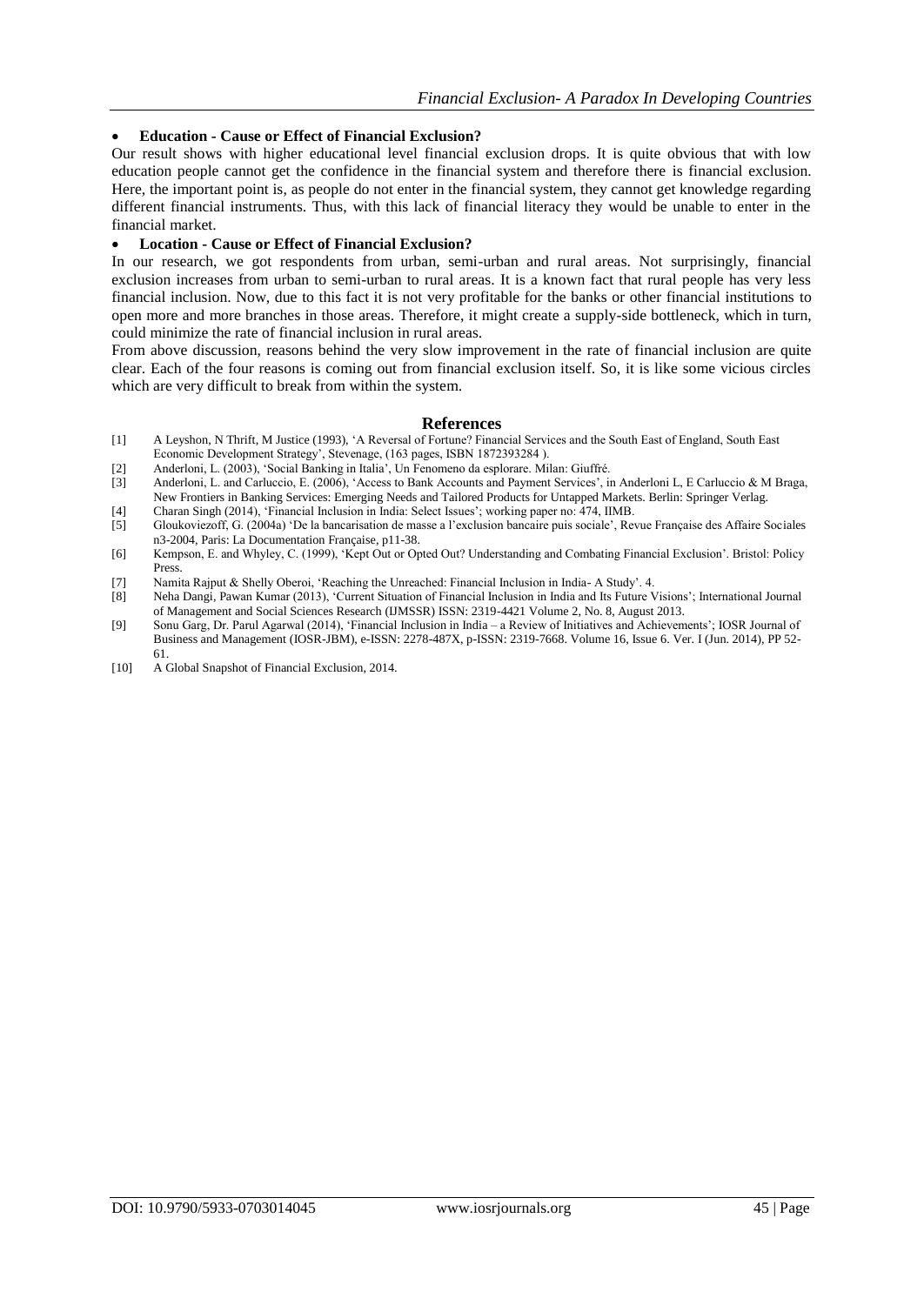- **Education - Cause or Effect of Financial Exclusion?**

Our result shows with higher educational level financial exclusion drops. It is quite obvious that with low education people cannot get the confidence in the financial system and therefore there is financial exclusion. Here, the important point is, as people do not enter in the financial system, they cannot get knowledge regarding different financial instruments. Thus, with this lack of financial literacy they would be unable to enter in the financial market.

- **Location - Cause or Effect of Financial Exclusion?**

In our research, we got respondents from urban, semi-urban and rural areas. Not surprisingly, financial exclusion increases from urban to semi-urban to rural areas. It is a known fact that rural people has very less financial inclusion. Now, due to this fact it is not very profitable for the banks or other financial institutions to open more and more branches in those areas. Therefore, it might create a supply-side bottleneck, which in turn, could minimize the rate of financial inclusion in rural areas.

From above discussion, reasons behind the very slow improvement in the rate of financial inclusion are quite clear. Each of the four reasons is coming out from financial exclusion itself. So, it is like some vicious circles which are very difficult to break from within the system.

## References

[1] A Leyshon, N Thrift, M Justice (1993), 'A Reversal of Fortune? Financial Services and the South East of England, South East Economic Development Strategy', Stevenage, (163 pages, ISBN 1872393284 ).

[2] Anderloni, L. (2003), 'Social Banking in Italia', Un Fenomeno da esplorare. Milan: Giuffré.

[3] Anderloni, L. and Carluccio, E. (2006), 'Access to Bank Accounts and Payment Services', in Anderloni L, E Carluccio & M Braga, New Frontiers in Banking Services: Emerging Needs and Tailored Products for Untapped Markets. Berlin: Springer Verlag.

[4] Charan Singh (2014), 'Financial Inclusion in India: Select Issues'; working paper no: 474, IIMB.

[5] Gloukoviezoff, G. (2004a) 'De la bancarisation de masse a l'exclusion bancaire puis sociale', Revue Française des Affaire Sociales n3-2004, Paris: La Documentation Française, p11-38.

[6] Kempson, E. and Whyley, C. (1999), 'Kept Out or Opted Out? Understanding and Combating Financial Exclusion'. Bristol: Policy Press.

[7] Namita Rajput & Shelly Oberoi, 'Reaching the Unreached: Financial Inclusion in India- A Study'. 4.

[8] Neha Dangi, Pawan Kumar (2013), 'Current Situation of Financial Inclusion in India and Its Future Visions'; International Journal of Management and Social Sciences Research (IJMSSR) ISSN: 2319-4421 Volume 2, No. 8, August 2013.

[9] Sonu Garg, Dr. Parul Agarwal (2014), 'Financial Inclusion in India – a Review of Initiatives and Achievements'; IOSR Journal of Business and Management (IOSR-JBM), e-ISSN: 2278-487X, p-ISSN: 2319-7668. Volume 16, Issue 6. Ver. I (Jun. 2014), PP 52-61.

[10] A Global Snapshot of Financial Exclusion, 2014.